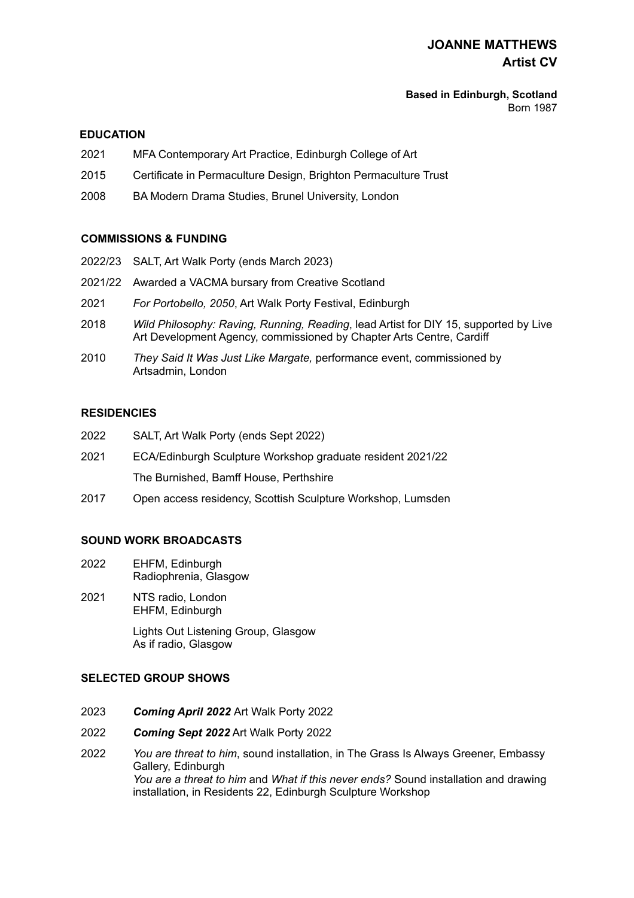# JOANNE MATTHEWS
## Artist CV

**Based in Edinburgh, Scotland**
Born 1987

### EDUCATION

2021 MFA Contemporary Art Practice, Edinburgh College of Art

2015 Certificate in Permaculture Design, Brighton Permaculture Trust

2008 BA Modern Drama Studies, Brunel University, London

### COMMISSIONS & FUNDING

2022/23 SALT, Art Walk Porty (ends March 2023)

2021/22 Awarded a VACMA bursary from Creative Scotland

2021 *For Portobello, 2050*, Art Walk Porty Festival, Edinburgh

2018 *Wild Philosophy: Raving, Running, Reading*, lead Artist for DIY 15, supported by Live Art Development Agency, commissioned by Chapter Arts Centre, Cardiff

2010 *They Said It Was Just Like Margate,* performance event, commissioned by Artsadmin, London

### RESIDENCIES

2022 SALT, Art Walk Porty (ends Sept 2022)

2021 ECA/Edinburgh Sculpture Workshop graduate resident 2021/22

The Burnished, Bamff House, Perthshire

2017 Open access residency, Scottish Sculpture Workshop, Lumsden

### SOUND WORK BROADCASTS

2022 EHFM, Edinburgh
Radiophrenia, Glasgow

2021 NTS radio, London
EHFM, Edinburgh

Lights Out Listening Group, Glasgow
As if radio, Glasgow

### SELECTED GROUP SHOWS

2023 ***Coming April 2022*** Art Walk Porty 2022

2022 ***Coming Sept 2022*** Art Walk Porty 2022

2022 *You are threat to him*, sound installation, in The Grass Is Always Greener, Embassy Gallery, Edinburgh
*You are a threat to him* and *What if this never ends?* Sound installation and drawing installation, in Residents 22, Edinburgh Sculpture Workshop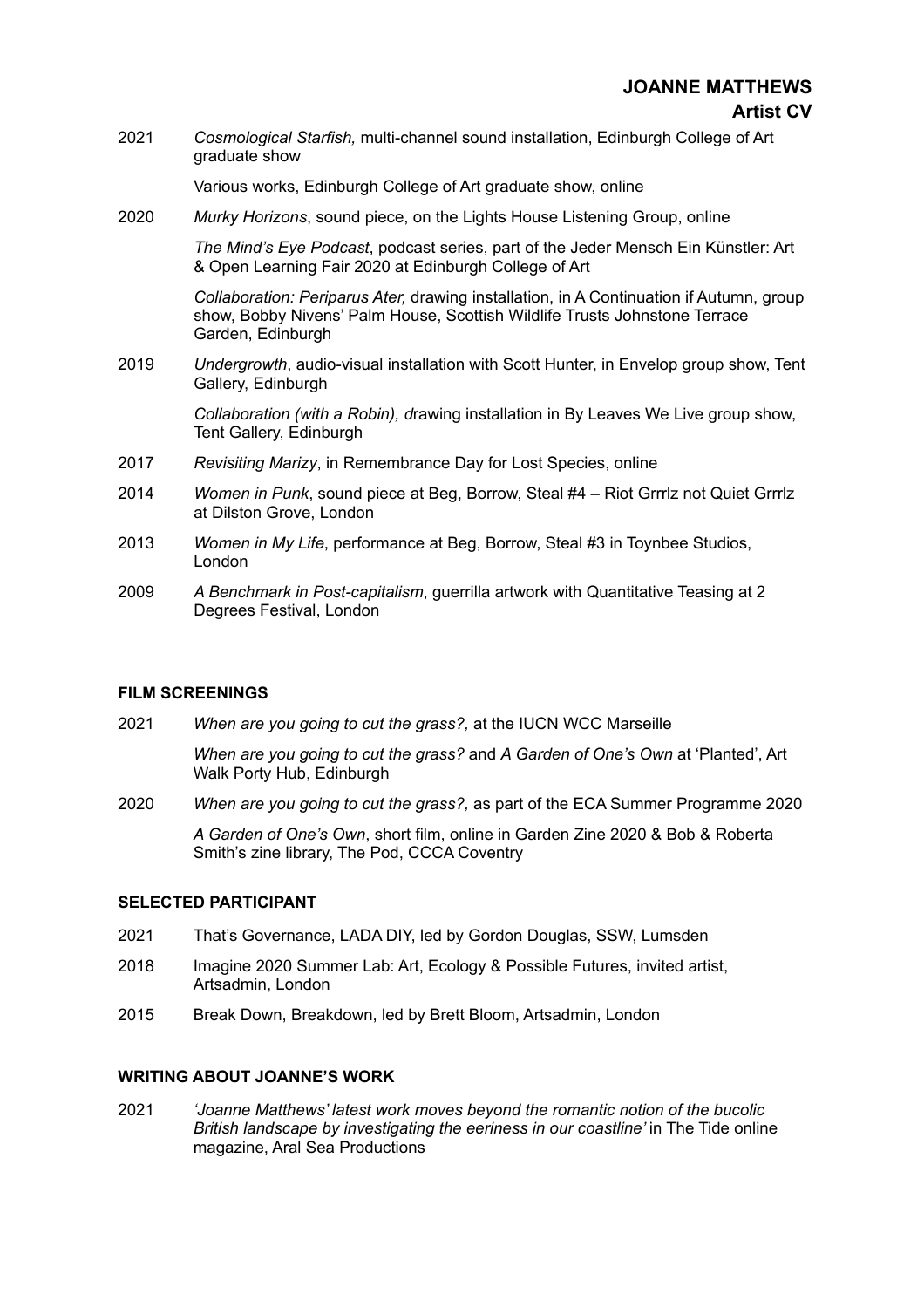**JOANNE MATTHEWS**
**Artist CV**

2021 *Cosmological Starfish,* multi-channel sound installation, Edinburgh College of Art graduate show

Various works, Edinburgh College of Art graduate show, online

2020 *Murky Horizons*, sound piece, on the Lights House Listening Group, online

*The Mind's Eye Podcast*, podcast series, part of the Jeder Mensch Ein Künstler: Art & Open Learning Fair 2020 at Edinburgh College of Art

*Collaboration: Periparus Ater,* drawing installation, in A Continuation if Autumn, group show, Bobby Nivens' Palm House, Scottish Wildlife Trusts Johnstone Terrace Garden, Edinburgh

2019 *Undergrowth*, audio-visual installation with Scott Hunter, in Envelop group show, Tent Gallery, Edinburgh

*Collaboration (with a Robin), d*rawing installation in By Leaves We Live group show, Tent Gallery, Edinburgh

2017 *Revisiting Marizy*, in Remembrance Day for Lost Species, online

2014 *Women in Punk*, sound piece at Beg, Borrow, Steal #4 – Riot Grrrlz not Quiet Grrrlz at Dilston Grove, London

2013 *Women in My Life*, performance at Beg, Borrow, Steal #3 in Toynbee Studios, London

2009 *A Benchmark in Post-capitalism*, guerrilla artwork with Quantitative Teasing at 2 Degrees Festival, London

## FILM SCREENINGS

2021 *When are you going to cut the grass?,* at the IUCN WCC Marseille

*When are you going to cut the grass?* and *A Garden of One's Own* at 'Planted', Art Walk Porty Hub, Edinburgh

2020 *When are you going to cut the grass?,* as part of the ECA Summer Programme 2020

*A Garden of One's Own*, short film, online in Garden Zine 2020 & Bob & Roberta Smith's zine library, The Pod, CCCA Coventry

## SELECTED PARTICIPANT

2021 That's Governance, LADA DIY, led by Gordon Douglas, SSW, Lumsden

2018 Imagine 2020 Summer Lab: Art, Ecology & Possible Futures, invited artist, Artsadmin, London

2015 Break Down, Breakdown, led by Brett Bloom, Artsadmin, London

## WRITING ABOUT JOANNE'S WORK

2021 *'Joanne Matthews' latest work moves beyond the romantic notion of the bucolic British landscape by investigating the eeriness in our coastline'* in The Tide online magazine, Aral Sea Productions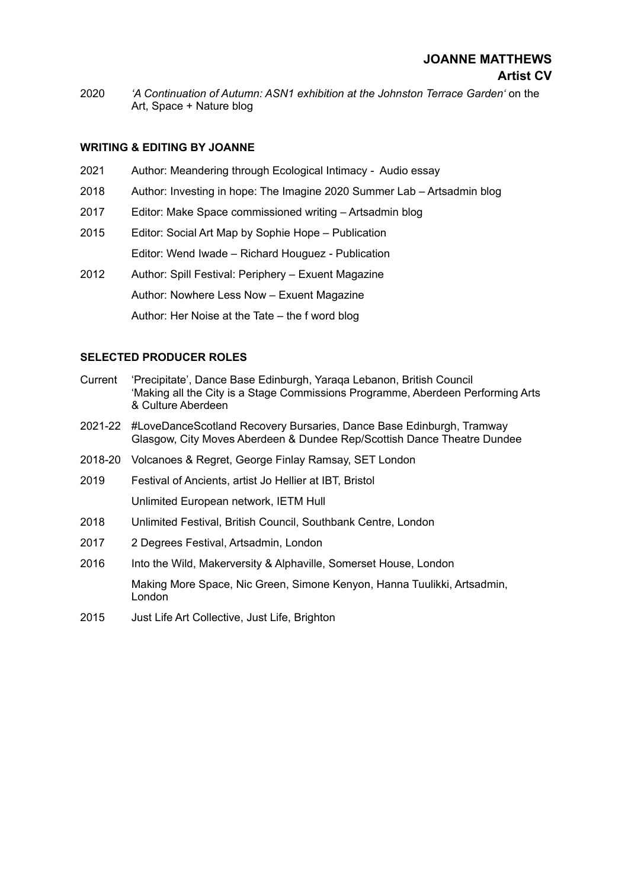2020 *'A Continuation of Autumn: ASN1 exhibition at the Johnston Terrace Garden'* on the Art, Space + Nature blog

**WRITING & EDITING BY JOANNE**

2021 Author: Meandering through Ecological Intimacy - Audio essay

2018 Author: Investing in hope: The Imagine 2020 Summer Lab – Artsadmin blog

2017 Editor: Make Space commissioned writing – Artsadmin blog

2015 Editor: Social Art Map by Sophie Hope – Publication

Editor: Wend Iwade – Richard Houguez - Publication

2012 Author: Spill Festival: Periphery – Exuent Magazine

Author: Nowhere Less Now – Exuent Magazine

Author: Her Noise at the Tate – the f word blog

**SELECTED PRODUCER ROLES**

Current 'Precipitate', Dance Base Edinburgh, Yaraqa Lebanon, British Council
'Making all the City is a Stage Commissions Programme, Aberdeen Performing Arts & Culture Aberdeen

2021-22 #LoveDanceScotland Recovery Bursaries, Dance Base Edinburgh, Tramway Glasgow, City Moves Aberdeen & Dundee Rep/Scottish Dance Theatre Dundee

2018-20 Volcanoes & Regret, George Finlay Ramsay, SET London

2019 Festival of Ancients, artist Jo Hellier at IBT, Bristol

Unlimited European network, IETM Hull

2018 Unlimited Festival, British Council, Southbank Centre, London

2017 2 Degrees Festival, Artsadmin, London

2016 Into the Wild, Makerversity & Alphaville, Somerset House, London

Making More Space, Nic Green, Simone Kenyon, Hanna Tuulikki, Artsadmin, London

2015 Just Life Art Collective, Just Life, Brighton